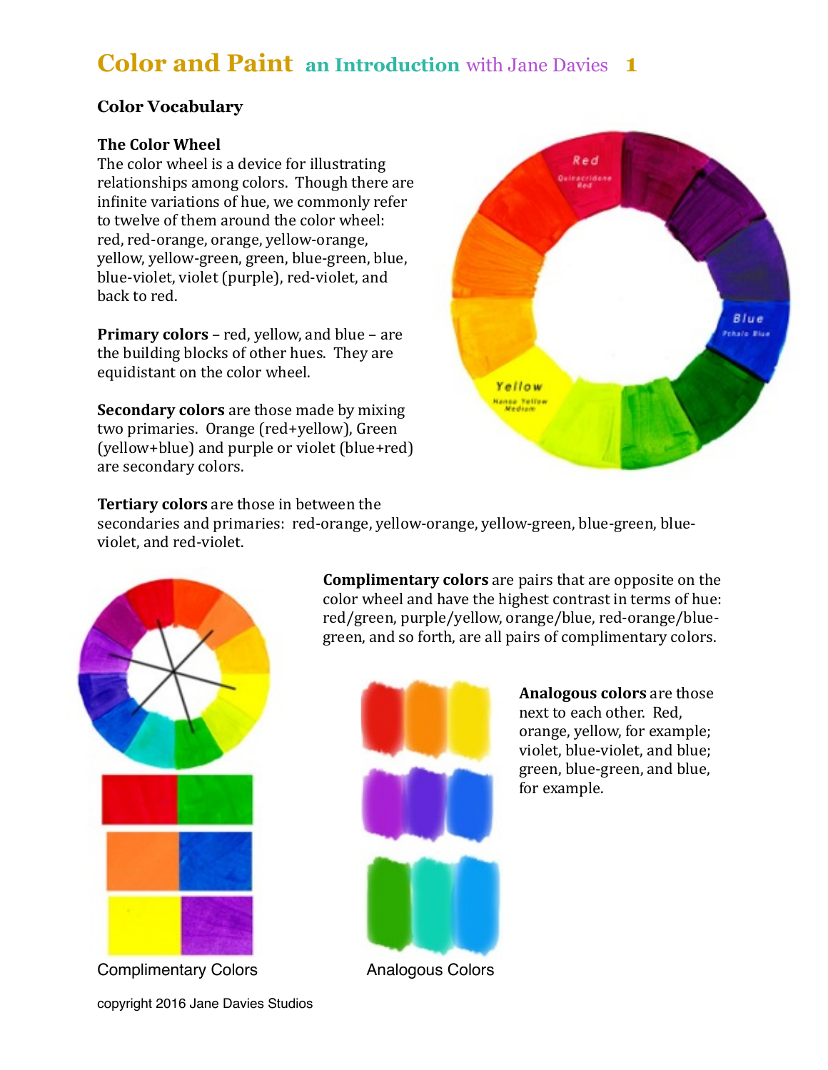# Color and Paint an Introduction with Jane Davies 1

## Color Vocabulary

### The Color Wheel

The color wheel is a device for illustrating relationships among colors. Though there are infinite variations of hue, we commonly refer to twelve of them around the color wheel: red, red-orange, orange, yellow-orange, yellow, yellow-green, green, blue-green, blue, blue-violet, violet (purple), red-violet, and back to red.

**Primary colors** – red, yellow, and blue – are the building blocks of other hues. They are equidistant on the color wheel.

**Secondary colors** are those made by mixing two primaries. Orange (red+yellow), Green (yellow+blue) and purple or violet (blue+red) are secondary colors.

**Tertiary colors** are those in between the secondaries and primaries: red-orange, yellow-orange, yellow-green, blue-green, blue-violet, and red-violet.

**Complimentary colors** are pairs that are opposite on the color wheel and have the highest contrast in terms of hue: red/green, purple/yellow, orange/blue, red-orange/blue-green, and so forth, are all pairs of complimentary colors.

**Analogous colors** are those next to each other. Red, orange, yellow, for example; violet, blue-violet, and blue; green, blue-green, and blue, for example.

Complimentary Colors

Analogous Colors

copyright 2016 Jane Davies Studios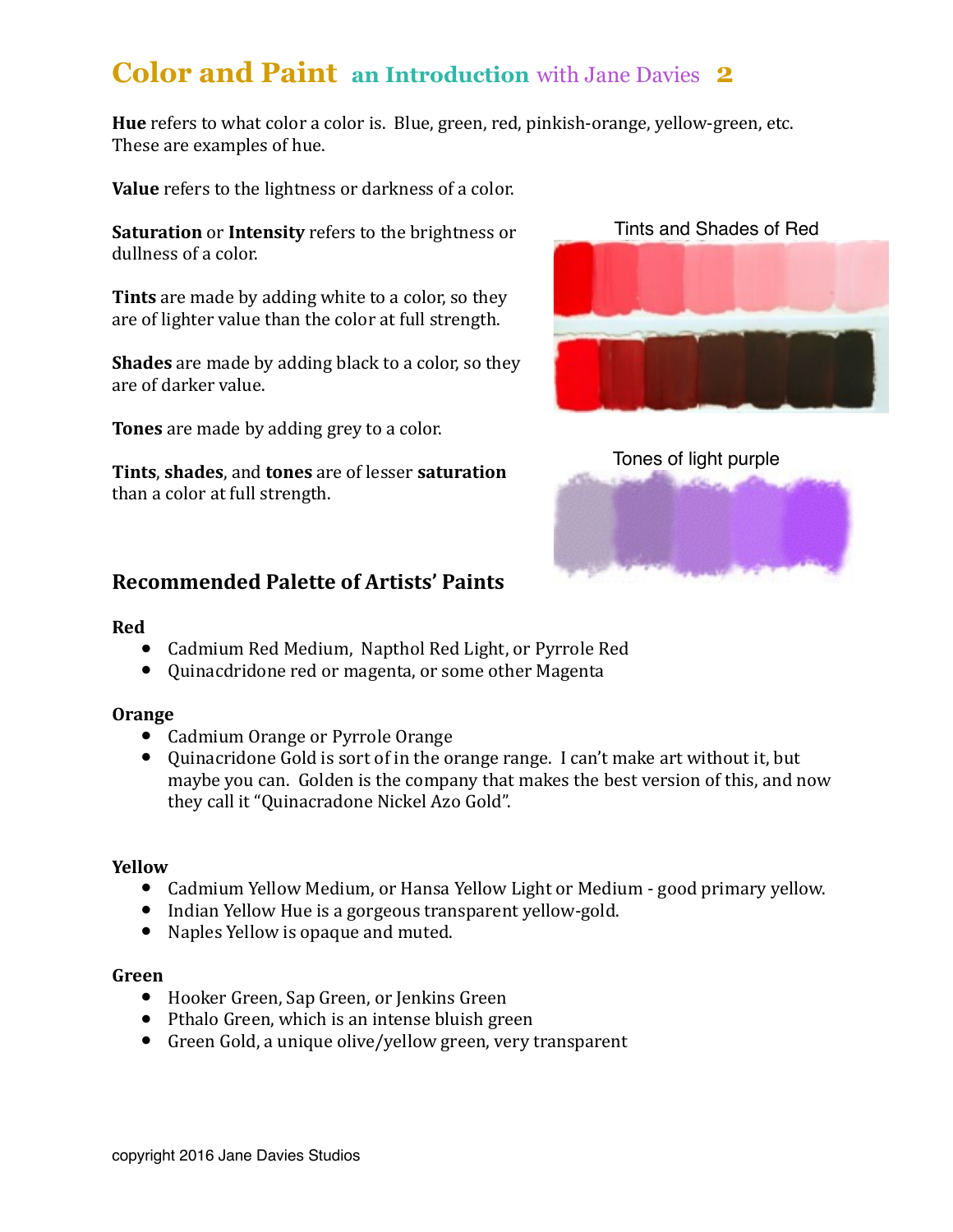# Color and Paint an Introduction with Jane Davies 2

**Hue** refers to what color a color is. Blue, green, red, pinkish-orange, yellow-green, etc. These are examples of hue.

**Value** refers to the lightness or darkness of a color.

**Saturation** or **Intensity** refers to the brightness or dullness of a color.

**Tints** are made by adding white to a color, so they are of lighter value than the color at full strength.

**Shades** are made by adding black to a color, so they are of darker value.

**Tones** are made by adding grey to a color.

**Tints**, **shades**, and **tones** are of lesser **saturation** than a color at full strength.

Tints and Shades of Red

Tones of light purple

## Recommended Palette of Artists' Paints

**Red**

- Cadmium Red Medium, Napthol Red Light, or Pyrrole Red
- Quinacdridone red or magenta, or some other Magenta

**Orange**

- Cadmium Orange or Pyrrole Orange
- Quinacridone Gold is sort of in the orange range. I can't make art without it, but maybe you can. Golden is the company that makes the best version of this, and now they call it "Quinacradone Nickel Azo Gold".

**Yellow**

- Cadmium Yellow Medium, or Hansa Yellow Light or Medium - good primary yellow.
- Indian Yellow Hue is a gorgeous transparent yellow-gold.
- Naples Yellow is opaque and muted.

**Green**

- Hooker Green, Sap Green, or Jenkins Green
- Pthalo Green, which is an intense bluish green
- Green Gold, a unique olive/yellow green, very transparent

copyright 2016 Jane Davies Studios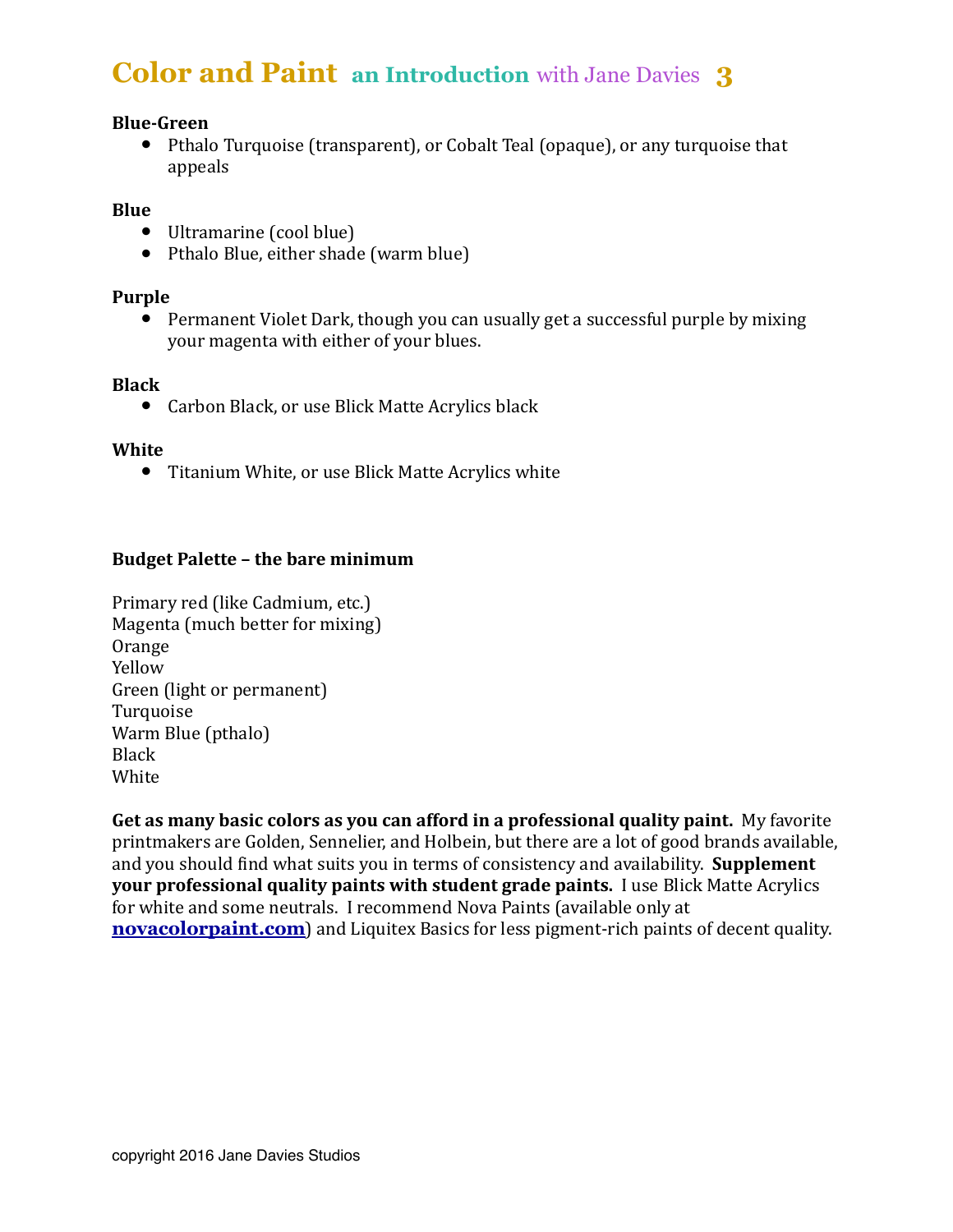**Blue-Green**

- Pthalo Turquoise (transparent), or Cobalt Teal (opaque), or any turquoise that appeals

**Blue**

- Ultramarine (cool blue)
- Pthalo Blue, either shade (warm blue)

**Purple**

- Permanent Violet Dark, though you can usually get a successful purple by mixing your magenta with either of your blues.

**Black**

- Carbon Black, or use Blick Matte Acrylics black

**White**

- Titanium White, or use Blick Matte Acrylics white

**Budget Palette – the bare minimum**

Primary red (like Cadmium, etc.)
Magenta (much better for mixing)
Orange
Yellow
Green (light or permanent)
Turquoise
Warm Blue (pthalo)
Black
White

**Get as many basic colors as you can afford in a professional quality paint.** My favorite printmakers are Golden, Sennelier, and Holbein, but there are a lot of good brands available, and you should find what suits you in terms of consistency and availability. **Supplement your professional quality paints with student grade paints.** I use Blick Matte Acrylics for white and some neutrals. I recommend Nova Paints (available only at **novacolorpaint.com**) and Liquitex Basics for less pigment-rich paints of decent quality.

copyright 2016 Jane Davies Studios